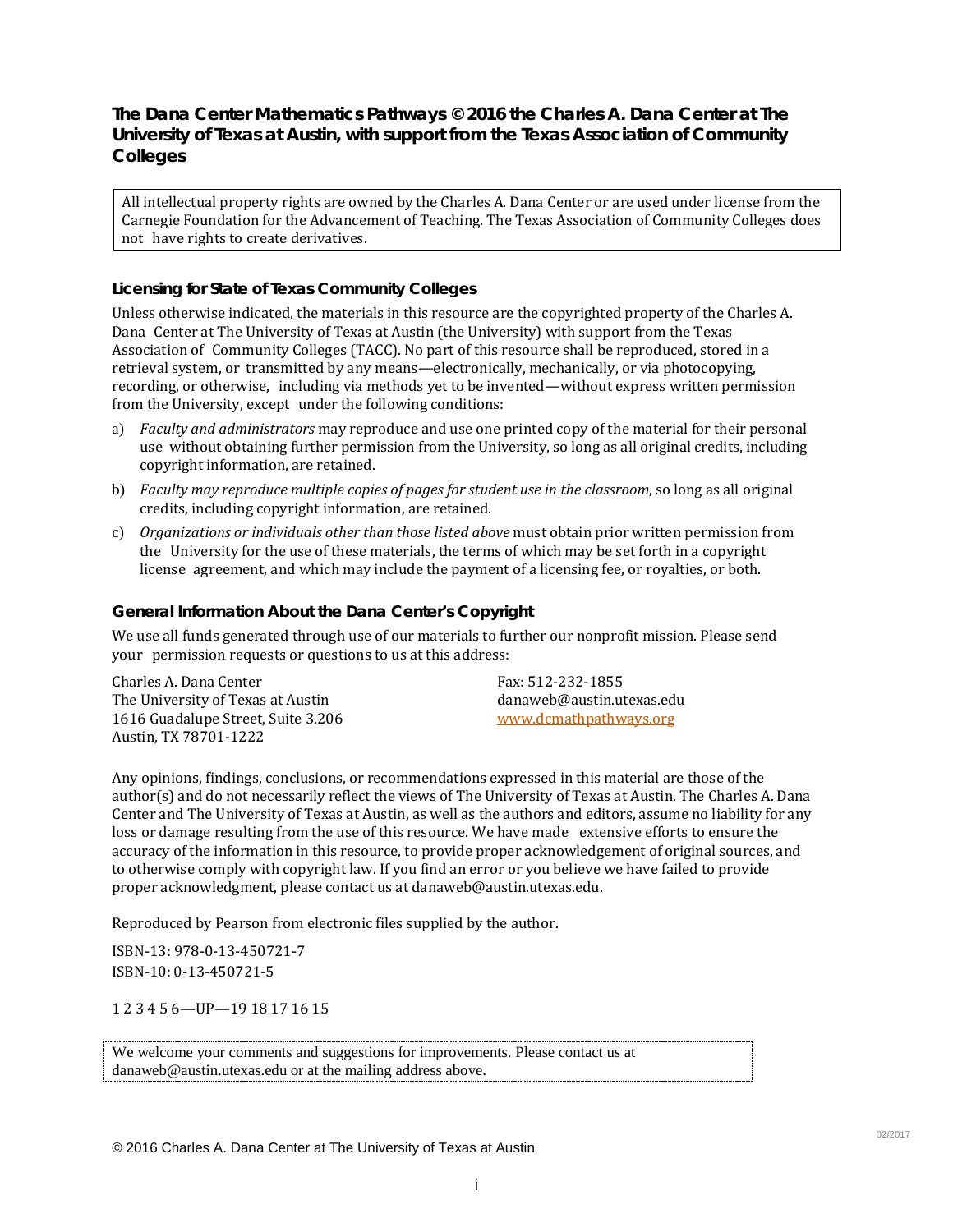**The Dana Center Mathematics Pathways © 2016 the Charles A. Dana Center at The University of Texas at Austin, with support from the Texas Association of Community Colleges**

All intellectual property rights are owned by the Charles A. Dana Center or are used under license from the Carnegie Foundation for the Advancement of Teaching. The Texas Association of Community Colleges does not have rights to create derivatives.

### Licensing for State of Texas Community Colleges

Unless otherwise indicated, the materials in this resource are the copyrighted property of the Charles A. Dana Center at The University of Texas at Austin (the University) with support from the Texas Association of Community Colleges (TACC). No part of this resource shall be reproduced, stored in a retrieval system, or transmitted by any means—electronically, mechanically, or via photocopying, recording, or otherwise, including via methods yet to be invented—without express written permission from the University, except under the following conditions:

a) *Faculty and administrators* may reproduce and use one printed copy of the material for their personal use without obtaining further permission from the University, so long as all original credits, including copyright information, are retained.

b) *Faculty may reproduce multiple copies of pages for student use in the classroom*, so long as all original credits, including copyright information, are retained.

c) *Organizations or individuals other than those listed above* must obtain prior written permission from the University for the use of these materials, the terms of which may be set forth in a copyright license agreement, and which may include the payment of a licensing fee, or royalties, or both.

### General Information About the Dana Center's Copyright

We use all funds generated through use of our materials to further our nonprofit mission. Please send your permission requests or questions to us at this address:

Charles A. Dana Center
The University of Texas at Austin
1616 Guadalupe Street, Suite 3.206
Austin, TX 78701-1222

Fax: 512-232-1855
danaweb@austin.utexas.edu
www.dcmathpathways.org

Any opinions, findings, conclusions, or recommendations expressed in this material are those of the author(s) and do not necessarily reflect the views of The University of Texas at Austin. The Charles A. Dana Center and The University of Texas at Austin, as well as the authors and editors, assume no liability for any loss or damage resulting from the use of this resource. We have made extensive efforts to ensure the accuracy of the information in this resource, to provide proper acknowledgement of original sources, and to otherwise comply with copyright law. If you find an error or you believe we have failed to provide proper acknowledgment, please contact us at danaweb@austin.utexas.edu.

Reproduced by Pearson from electronic files supplied by the author.

ISBN-13: 978-0-13-450721-7
ISBN-10: 0-13-450721-5

1 2 3 4 5 6—UP—19 18 17 16 15

We welcome your comments and suggestions for improvements. Please contact us at danaweb@austin.utexas.edu or at the mailing address above.

02/2017

© 2016 Charles A. Dana Center at The University of Texas at Austin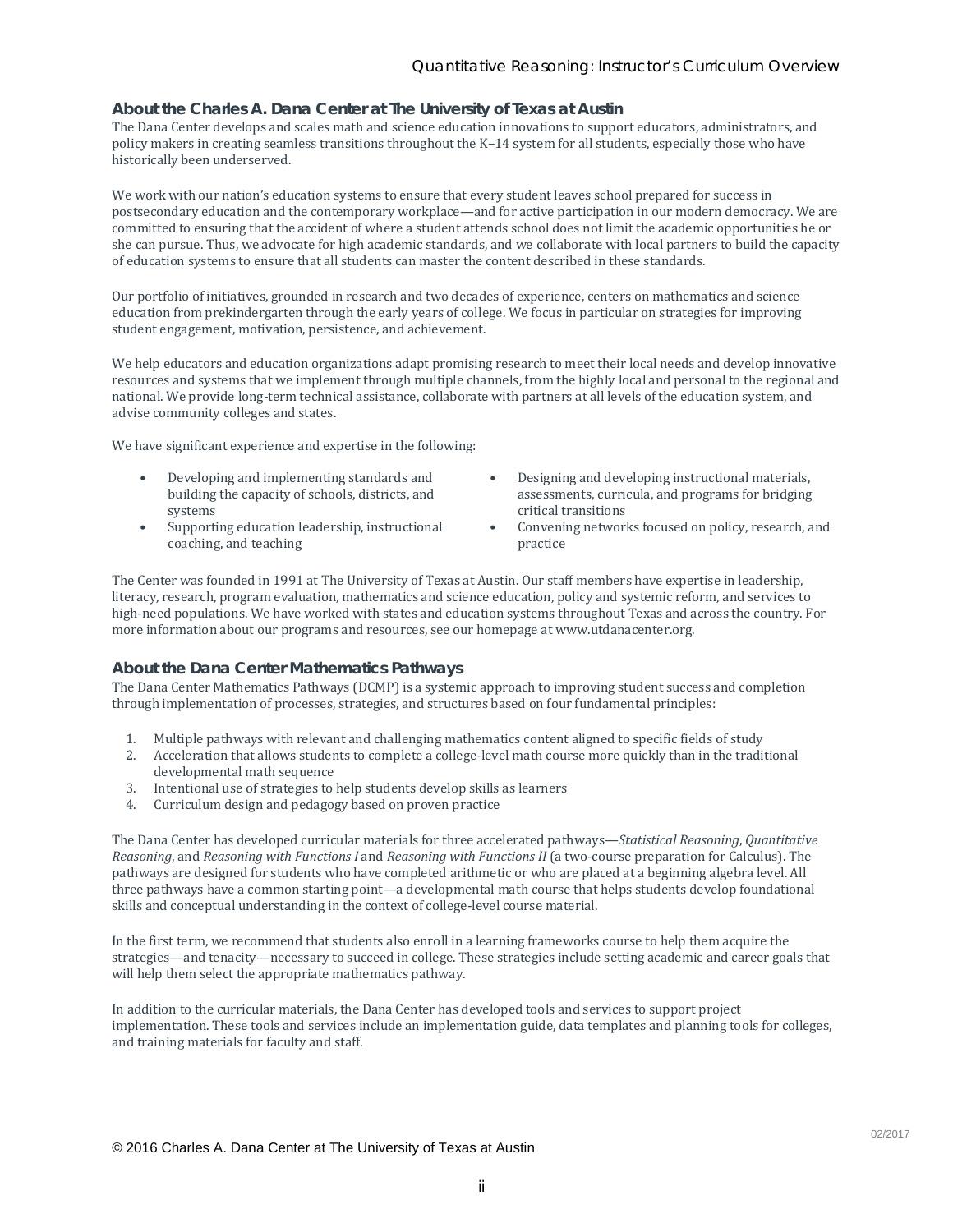## About the Charles A. Dana Center at The University of Texas at Austin

The Dana Center develops and scales math and science education innovations to support educators, administrators, and policy makers in creating seamless transitions throughout the K–14 system for all students, especially those who have historically been underserved.

We work with our nation's education systems to ensure that every student leaves school prepared for success in postsecondary education and the contemporary workplace—and for active participation in our modern democracy. We are committed to ensuring that the accident of where a student attends school does not limit the academic opportunities he or she can pursue. Thus, we advocate for high academic standards, and we collaborate with local partners to build the capacity of education systems to ensure that all students can master the content described in these standards.

Our portfolio of initiatives, grounded in research and two decades of experience, centers on mathematics and science education from prekindergarten through the early years of college. We focus in particular on strategies for improving student engagement, motivation, persistence, and achievement.

We help educators and education organizations adapt promising research to meet their local needs and develop innovative resources and systems that we implement through multiple channels, from the highly local and personal to the regional and national. We provide long-term technical assistance, collaborate with partners at all levels of the education system, and advise community colleges and states.

We have significant experience and expertise in the following:

- Developing and implementing standards and building the capacity of schools, districts, and systems
- Supporting education leadership, instructional coaching, and teaching
- Designing and developing instructional materials, assessments, curricula, and programs for bridging critical transitions
- Convening networks focused on policy, research, and practice

The Center was founded in 1991 at The University of Texas at Austin. Our staff members have expertise in leadership, literacy, research, program evaluation, mathematics and science education, policy and systemic reform, and services to high-need populations. We have worked with states and education systems throughout Texas and across the country. For more information about our programs and resources, see our homepage at www.utdanacenter.org.

## About the Dana Center Mathematics Pathways

The Dana Center Mathematics Pathways (DCMP) is a systemic approach to improving student success and completion through implementation of processes, strategies, and structures based on four fundamental principles:

1. Multiple pathways with relevant and challenging mathematics content aligned to specific fields of study
2. Acceleration that allows students to complete a college-level math course more quickly than in the traditional developmental math sequence
3. Intentional use of strategies to help students develop skills as learners
4. Curriculum design and pedagogy based on proven practice

The Dana Center has developed curricular materials for three accelerated pathways—*Statistical Reasoning*, *Quantitative Reasoning*, and *Reasoning with Functions I* and *Reasoning with Functions II* (a two-course preparation for Calculus). The pathways are designed for students who have completed arithmetic or who are placed at a beginning algebra level. All three pathways have a common starting point—a developmental math course that helps students develop foundational skills and conceptual understanding in the context of college-level course material.

In the first term, we recommend that students also enroll in a learning frameworks course to help them acquire the strategies—and tenacity—necessary to succeed in college. These strategies include setting academic and career goals that will help them select the appropriate mathematics pathway.

In addition to the curricular materials, the Dana Center has developed tools and services to support project implementation. These tools and services include an implementation guide, data templates and planning tools for colleges, and training materials for faculty and staff.

© 2016 Charles A. Dana Center at The University of Texas at Austin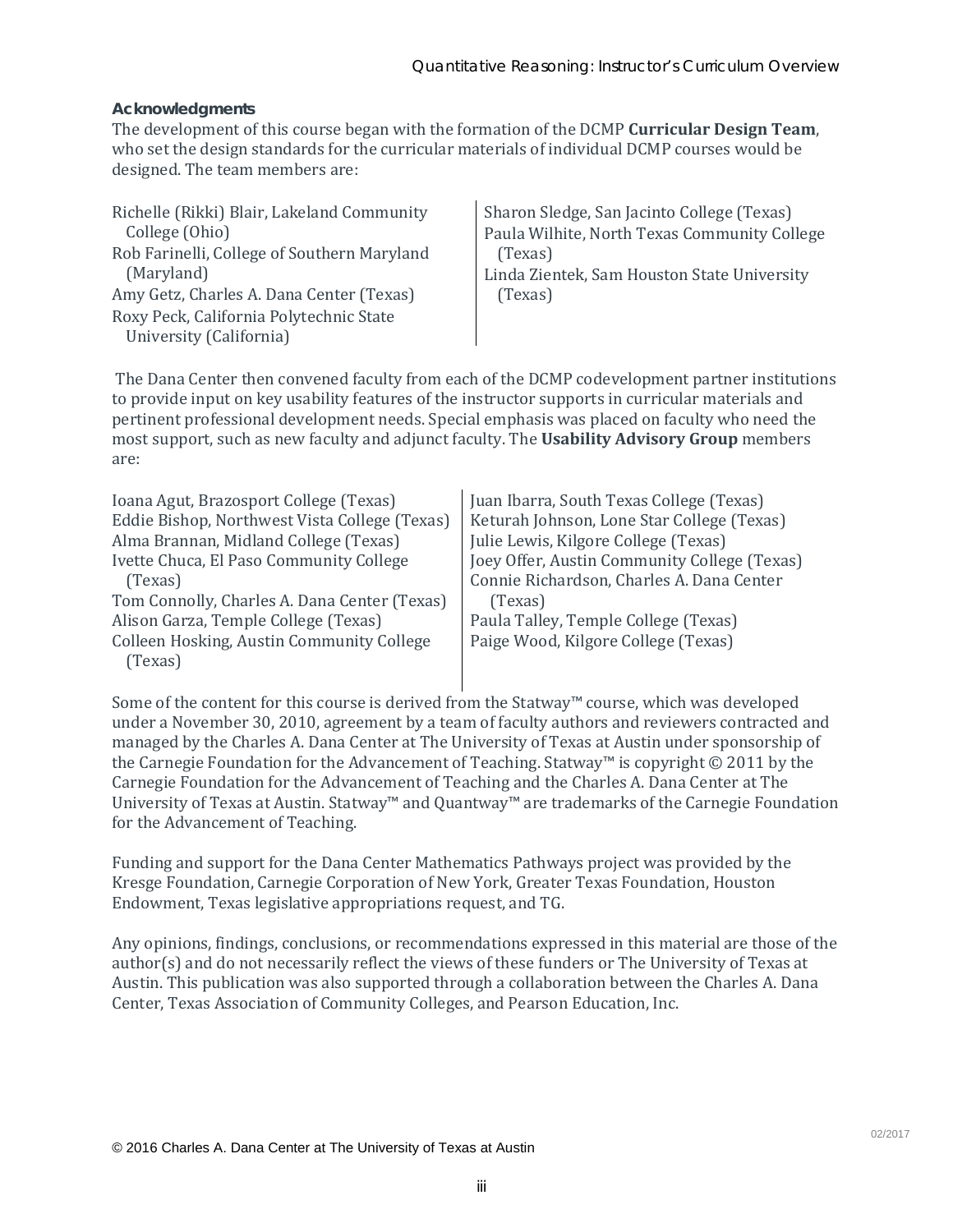## Acknowledgments

The development of this course began with the formation of the DCMP **Curricular Design Team**, who set the design standards for the curricular materials of individual DCMP courses would be designed. The team members are:

Richelle (Rikki) Blair, Lakeland Community College (Ohio)
Rob Farinelli, College of Southern Maryland (Maryland)
Amy Getz, Charles A. Dana Center (Texas)
Roxy Peck, California Polytechnic State University (California)
Sharon Sledge, San Jacinto College (Texas)
Paula Wilhite, North Texas Community College (Texas)
Linda Zientek, Sam Houston State University (Texas)

The Dana Center then convened faculty from each of the DCMP codevelopment partner institutions to provide input on key usability features of the instructor supports in curricular materials and pertinent professional development needs. Special emphasis was placed on faculty who need the most support, such as new faculty and adjunct faculty. The **Usability Advisory Group** members are:

Ioana Agut, Brazosport College (Texas)
Eddie Bishop, Northwest Vista College (Texas)
Alma Brannan, Midland College (Texas)
Ivette Chuca, El Paso Community College (Texas)
Tom Connolly, Charles A. Dana Center (Texas)
Alison Garza, Temple College (Texas)
Colleen Hosking, Austin Community College (Texas)
Juan Ibarra, South Texas College (Texas)
Keturah Johnson, Lone Star College (Texas)
Julie Lewis, Kilgore College (Texas)
Joey Offer, Austin Community College (Texas)
Connie Richardson, Charles A. Dana Center (Texas)
Paula Talley, Temple College (Texas)
Paige Wood, Kilgore College (Texas)

Some of the content for this course is derived from the Statway™ course, which was developed under a November 30, 2010, agreement by a team of faculty authors and reviewers contracted and managed by the Charles A. Dana Center at The University of Texas at Austin under sponsorship of the Carnegie Foundation for the Advancement of Teaching. Statway™ is copyright © 2011 by the Carnegie Foundation for the Advancement of Teaching and the Charles A. Dana Center at The University of Texas at Austin. Statway™ and Quantway™ are trademarks of the Carnegie Foundation for the Advancement of Teaching.

Funding and support for the Dana Center Mathematics Pathways project was provided by the Kresge Foundation, Carnegie Corporation of New York, Greater Texas Foundation, Houston Endowment, Texas legislative appropriations request, and TG.

Any opinions, findings, conclusions, or recommendations expressed in this material are those of the author(s) and do not necessarily reflect the views of these funders or The University of Texas at Austin. This publication was also supported through a collaboration between the Charles A. Dana Center, Texas Association of Community Colleges, and Pearson Education, Inc.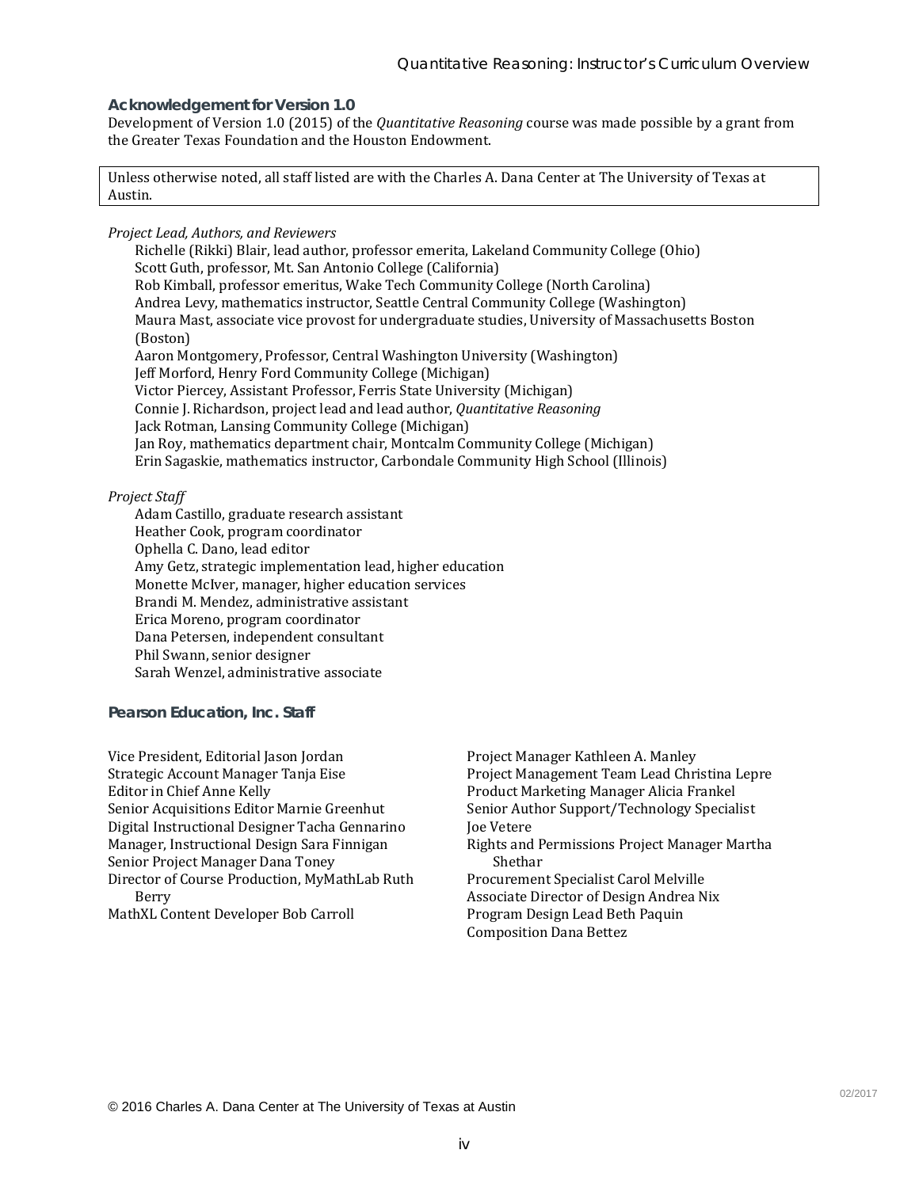## Acknowledgement for Version 1.0

Development of Version 1.0 (2015) of the *Quantitative Reasoning* course was made possible by a grant from the Greater Texas Foundation and the Houston Endowment.

Unless otherwise noted, all staff listed are with the Charles A. Dana Center at The University of Texas at Austin.

*Project Lead, Authors, and Reviewers*

Richelle (Rikki) Blair, lead author, professor emerita, Lakeland Community College (Ohio)
Scott Guth, professor, Mt. San Antonio College (California)
Rob Kimball, professor emeritus, Wake Tech Community College (North Carolina)
Andrea Levy, mathematics instructor, Seattle Central Community College (Washington)
Maura Mast, associate vice provost for undergraduate studies, University of Massachusetts Boston (Boston)
Aaron Montgomery, Professor, Central Washington University (Washington)
Jeff Morford, Henry Ford Community College (Michigan)
Victor Piercey, Assistant Professor, Ferris State University (Michigan)
Connie J. Richardson, project lead and lead author, *Quantitative Reasoning*
Jack Rotman, Lansing Community College (Michigan)
Jan Roy, mathematics department chair, Montcalm Community College (Michigan)
Erin Sagaskie, mathematics instructor, Carbondale Community High School (Illinois)

*Project Staff*

Adam Castillo, graduate research assistant
Heather Cook, program coordinator
Ophella C. Dano, lead editor
Amy Getz, strategic implementation lead, higher education
Monette McIver, manager, higher education services
Brandi M. Mendez, administrative assistant
Erica Moreno, program coordinator
Dana Petersen, independent consultant
Phil Swann, senior designer
Sarah Wenzel, administrative associate

## Pearson Education, Inc. Staff

Vice President, Editorial Jason Jordan
Strategic Account Manager Tanja Eise
Editor in Chief Anne Kelly
Senior Acquisitions Editor Marnie Greenhut
Digital Instructional Designer Tacha Gennarino
Manager, Instructional Design Sara Finnigan
Senior Project Manager Dana Toney
Director of Course Production, MyMathLab Ruth Berry
MathXL Content Developer Bob Carroll
Project Manager Kathleen A. Manley
Project Management Team Lead Christina Lepre
Product Marketing Manager Alicia Frankel
Senior Author Support/Technology Specialist Joe Vetere
Rights and Permissions Project Manager Martha Shethar
Procurement Specialist Carol Melville
Associate Director of Design Andrea Nix
Program Design Lead Beth Paquin
Composition Dana Bettez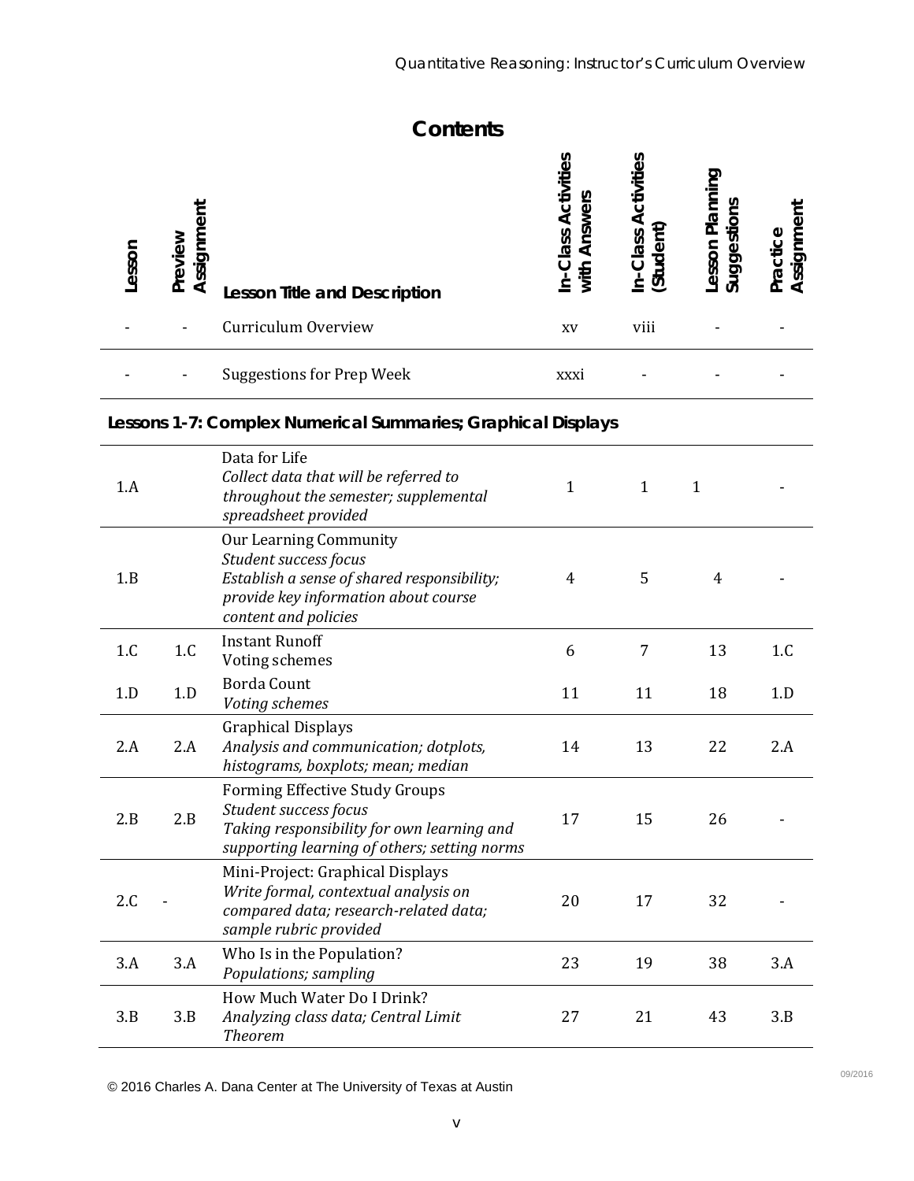# Contents

| Lesson | Preview Assignment | Lesson Title and Description | In-Class Activities with Answers | In-Class Activities (Student) | Lesson Planning Suggestions | Practice Assignment |
|---|---|---|---|---|---|---|
| - | - | Curriculum Overview | xv | viii | - | - |
| - | - | Suggestions for Prep Week | xxxi | - | - | - |

**Lessons 1-7: Complex Numerical Summaries; Graphical Displays**

| Lesson | Preview Assignment | Lesson Title and Description | In-Class Activities with Answers | In-Class Activities (Student) | Lesson Planning Suggestions | Practice Assignment |
|---|---|---|---|---|---|---|
| 1.A | | Data for Life<br>*Collect data that will be referred to throughout the semester; supplemental spreadsheet provided* | 1 | 1 | 1 | - |
| 1.B | | Our Learning Community<br>*Student success focus*<br>*Establish a sense of shared responsibility; provide key information about course content and policies* | 4 | 5 | 4 | - |
| 1.C | 1.C | Instant Runoff<br>Voting schemes | 6 | 7 | 13 | 1.C |
| 1.D | 1.D | Borda Count<br>*Voting schemes* | 11 | 11 | 18 | 1.D |
| 2.A | 2.A | Graphical Displays<br>*Analysis and communication; dotplots, histograms, boxplots; mean; median* | 14 | 13 | 22 | 2.A |
| 2.B | 2.B | Forming Effective Study Groups<br>*Student success focus*<br>*Taking responsibility for own learning and supporting learning of others; setting norms* | 17 | 15 | 26 | - |
| 2.C | - | Mini-Project: Graphical Displays<br>*Write formal, contextual analysis on compared data; research-related data; sample rubric provided* | 20 | 17 | 32 | - |
| 3.A | 3.A | Who Is in the Population?<br>*Populations; sampling* | 23 | 19 | 38 | 3.A |
| 3.B | 3.B | How Much Water Do I Drink?<br>*Analyzing class data; Central Limit Theorem* | 27 | 21 | 43 | 3.B |

© 2016 Charles A. Dana Center at The University of Texas at Austin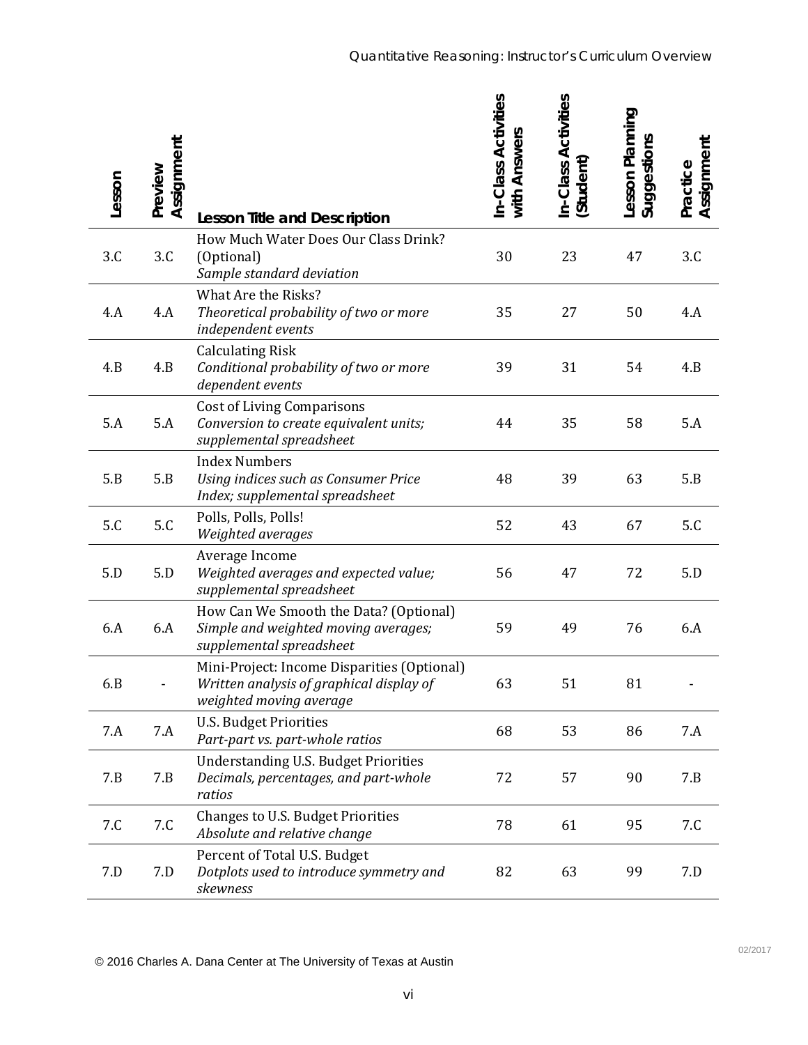| Lesson | Preview Assignment | Lesson Title and Description | In-Class Activities with Answers | In-Class Activities (Student) | Lesson Planning Suggestions | Practice Assignment |
|---|---|---|---|---|---|---|
| 3.C | 3.C | How Much Water Does Our Class Drink? (Optional) *Sample standard deviation* | 30 | 23 | 47 | 3.C |
| 4.A | 4.A | What Are the Risks? *Theoretical probability of two or more independent events* | 35 | 27 | 50 | 4.A |
| 4.B | 4.B | Calculating Risk *Conditional probability of two or more dependent events* | 39 | 31 | 54 | 4.B |
| 5.A | 5.A | Cost of Living Comparisons *Conversion to create equivalent units; supplemental spreadsheet* | 44 | 35 | 58 | 5.A |
| 5.B | 5.B | Index Numbers *Using indices such as Consumer Price Index; supplemental spreadsheet* | 48 | 39 | 63 | 5.B |
| 5.C | 5.C | Polls, Polls, Polls! *Weighted averages* | 52 | 43 | 67 | 5.C |
| 5.D | 5.D | Average Income *Weighted averages and expected value; supplemental spreadsheet* | 56 | 47 | 72 | 5.D |
| 6.A | 6.A | How Can We Smooth the Data? (Optional) *Simple and weighted moving averages; supplemental spreadsheet* | 59 | 49 | 76 | 6.A |
| 6.B | - | Mini-Project: Income Disparities (Optional) *Written analysis of graphical display of weighted moving average* | 63 | 51 | 81 | - |
| 7.A | 7.A | U.S. Budget Priorities *Part-part vs. part-whole ratios* | 68 | 53 | 86 | 7.A |
| 7.B | 7.B | Understanding U.S. Budget Priorities *Decimals, percentages, and part-whole ratios* | 72 | 57 | 90 | 7.B |
| 7.C | 7.C | Changes to U.S. Budget Priorities *Absolute and relative change* | 78 | 61 | 95 | 7.C |
| 7.D | 7.D | Percent of Total U.S. Budget *Dotplots used to introduce symmetry and skewness* | 82 | 63 | 99 | 7.D |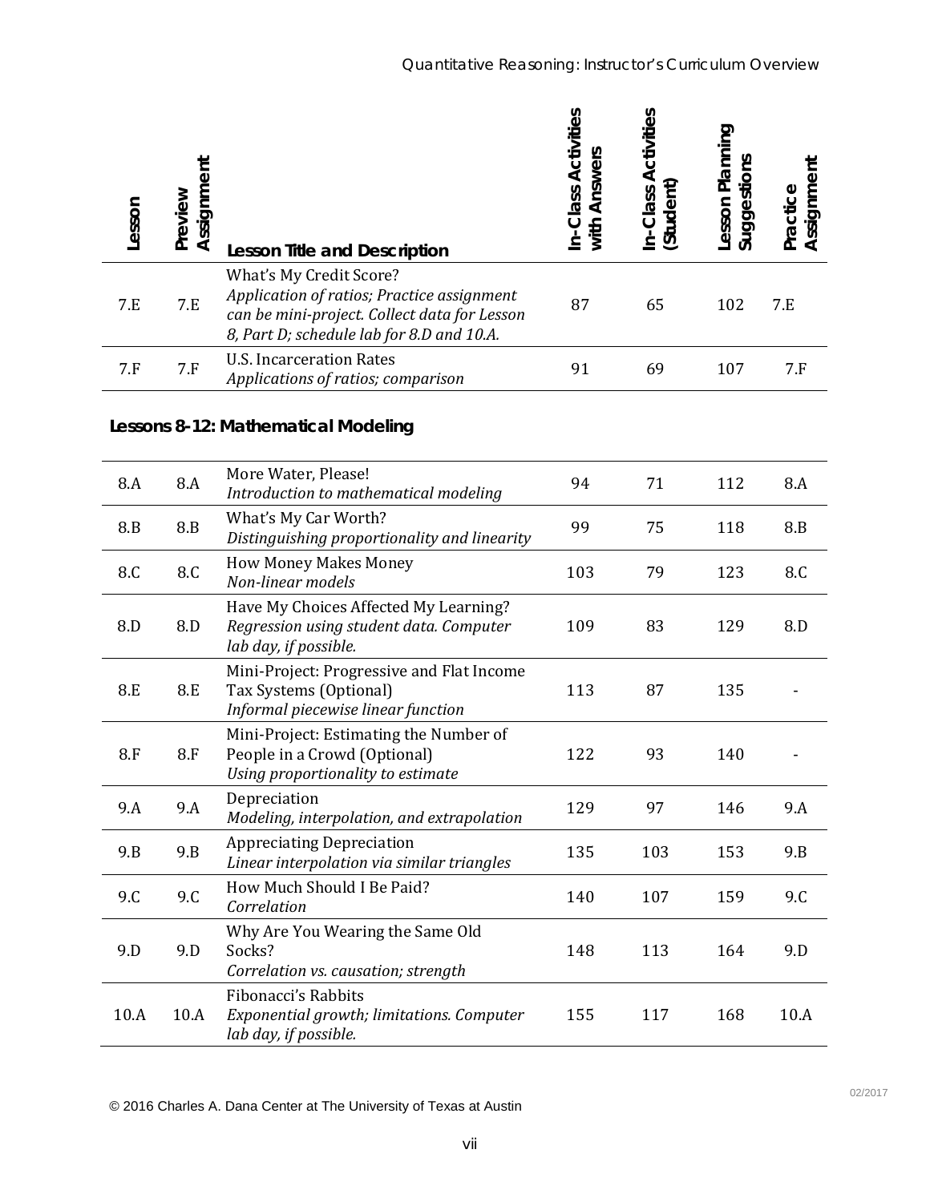| Lesson | Preview Assignment | Lesson Title and Description | In-Class Activities with Answers | In-Class Activities (Student) | Lesson Planning Suggestions | Practice Assignment |
|---|---|---|---|---|---|---|
| 7.E | 7.E | What's My Credit Score? *Application of ratios; Practice assignment can be mini-project. Collect data for Lesson 8, Part D; schedule lab for 8.D and 10.A.* | 87 | 65 | 102 | 7.E |
| 7.F | 7.F | U.S. Incarceration Rates *Applications of ratios; comparison* | 91 | 69 | 107 | 7.F |

**Lessons 8-12: Mathematical Modeling**

| Lesson | Preview Assignment | Lesson Title and Description | In-Class Activities with Answers | In-Class Activities (Student) | Lesson Planning Suggestions | Practice Assignment |
|---|---|---|---|---|---|---|
| 8.A | 8.A | More Water, Please! *Introduction to mathematical modeling* | 94 | 71 | 112 | 8.A |
| 8.B | 8.B | What's My Car Worth? *Distinguishing proportionality and linearity* | 99 | 75 | 118 | 8.B |
| 8.C | 8.C | How Money Makes Money *Non-linear models* | 103 | 79 | 123 | 8.C |
| 8.D | 8.D | Have My Choices Affected My Learning? *Regression using student data. Computer lab day, if possible.* | 109 | 83 | 129 | 8.D |
| 8.E | 8.E | Mini-Project: Progressive and Flat Income Tax Systems (Optional) *Informal piecewise linear function* | 113 | 87 | 135 | - |
| 8.F | 8.F | Mini-Project: Estimating the Number of People in a Crowd (Optional) *Using proportionality to estimate* | 122 | 93 | 140 | - |
| 9.A | 9.A | Depreciation *Modeling, interpolation, and extrapolation* | 129 | 97 | 146 | 9.A |
| 9.B | 9.B | Appreciating Depreciation *Linear interpolation via similar triangles* | 135 | 103 | 153 | 9.B |
| 9.C | 9.C | How Much Should I Be Paid? *Correlation* | 140 | 107 | 159 | 9.C |
| 9.D | 9.D | Why Are You Wearing the Same Old Socks? *Correlation vs. causation; strength* | 148 | 113 | 164 | 9.D |
| 10.A | 10.A | Fibonacci's Rabbits *Exponential growth; limitations. Computer lab day, if possible.* | 155 | 117 | 168 | 10.A |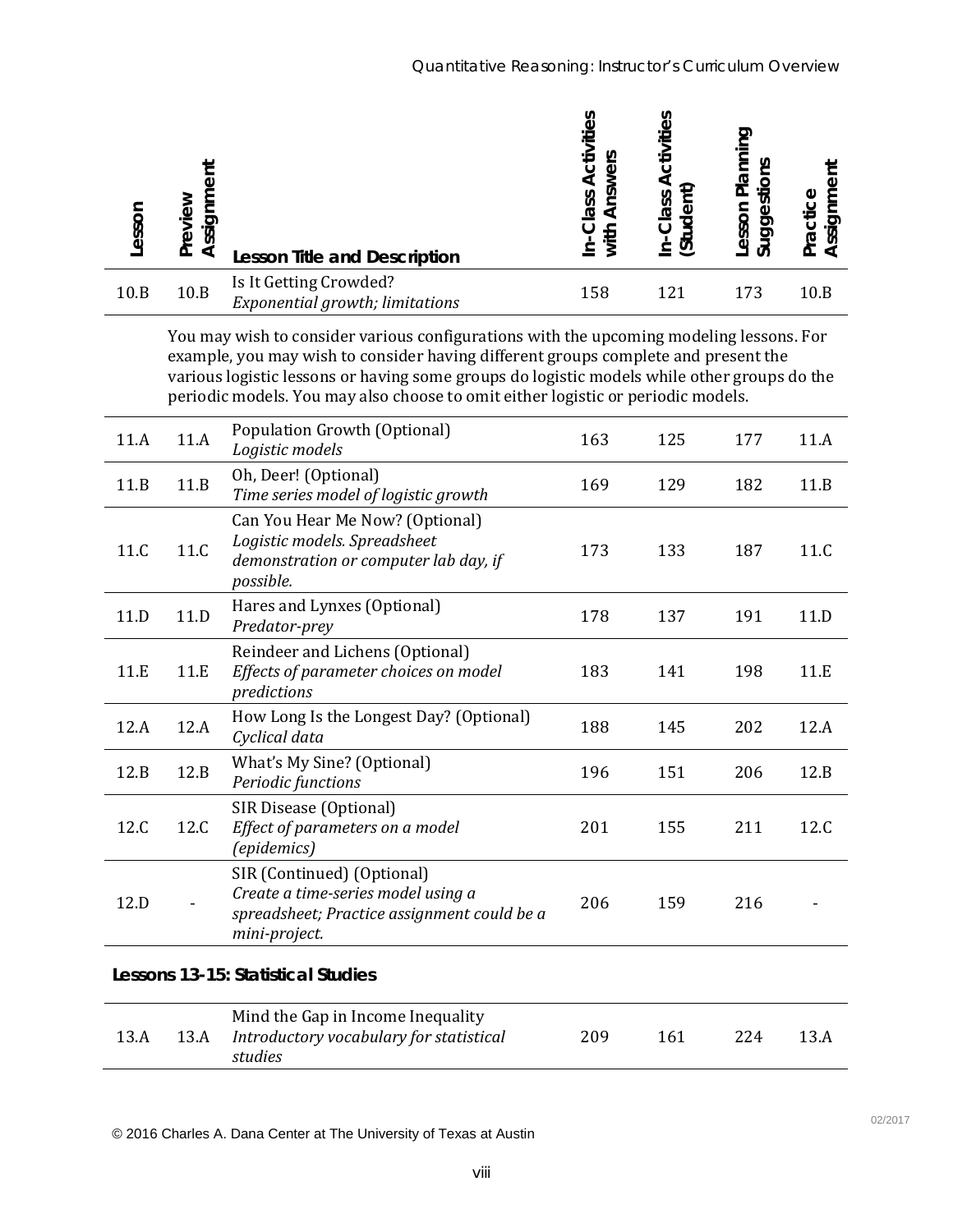| Lesson | Preview Assignment | Lesson Title and Description | In-Class Activities with Answers | In-Class Activities (Student) | Lesson Planning Suggestions | Practice Assignment |
|---|---|---|---|---|---|---|
| 10.B | 10.B | Is It Getting Crowded? *Exponential growth; limitations* | 158 | 121 | 173 | 10.B |

You may wish to consider various configurations with the upcoming modeling lessons. For example, you may wish to consider having different groups complete and present the various logistic lessons or having some groups do logistic models while other groups do the periodic models. You may also choose to omit either logistic or periodic models.

| Lesson | Preview Assignment | Lesson Title and Description | In-Class Activities with Answers | In-Class Activities (Student) | Lesson Planning Suggestions | Practice Assignment |
|---|---|---|---|---|---|---|
| 11.A | 11.A | Population Growth (Optional) *Logistic models* | 163 | 125 | 177 | 11.A |
| 11.B | 11.B | Oh, Deer! (Optional) *Time series model of logistic growth* | 169 | 129 | 182 | 11.B |
| 11.C | 11.C | Can You Hear Me Now? (Optional) *Logistic models. Spreadsheet demonstration or computer lab day, if possible.* | 173 | 133 | 187 | 11.C |
| 11.D | 11.D | Hares and Lynxes (Optional) *Predator-prey* | 178 | 137 | 191 | 11.D |
| 11.E | 11.E | Reindeer and Lichens (Optional) *Effects of parameter choices on model predictions* | 183 | 141 | 198 | 11.E |
| 12.A | 12.A | How Long Is the Longest Day? (Optional) *Cyclical data* | 188 | 145 | 202 | 12.A |
| 12.B | 12.B | What's My Sine? (Optional) *Periodic functions* | 196 | 151 | 206 | 12.B |
| 12.C | 12.C | SIR Disease (Optional) *Effect of parameters on a model (epidemics)* | 201 | 155 | 211 | 12.C |
| 12.D | - | SIR (Continued) (Optional) *Create a time-series model using a spreadsheet; Practice assignment could be a mini-project.* | 206 | 159 | 216 | - |

**Lessons 13-15: Statistical Studies**

| Lesson | Preview Assignment | Lesson Title and Description | In-Class Activities with Answers | In-Class Activities (Student) | Lesson Planning Suggestions | Practice Assignment |
|---|---|---|---|---|---|---|
| 13.A | 13.A | Mind the Gap in Income Inequality *Introductory vocabulary for statistical studies* | 209 | 161 | 224 | 13.A |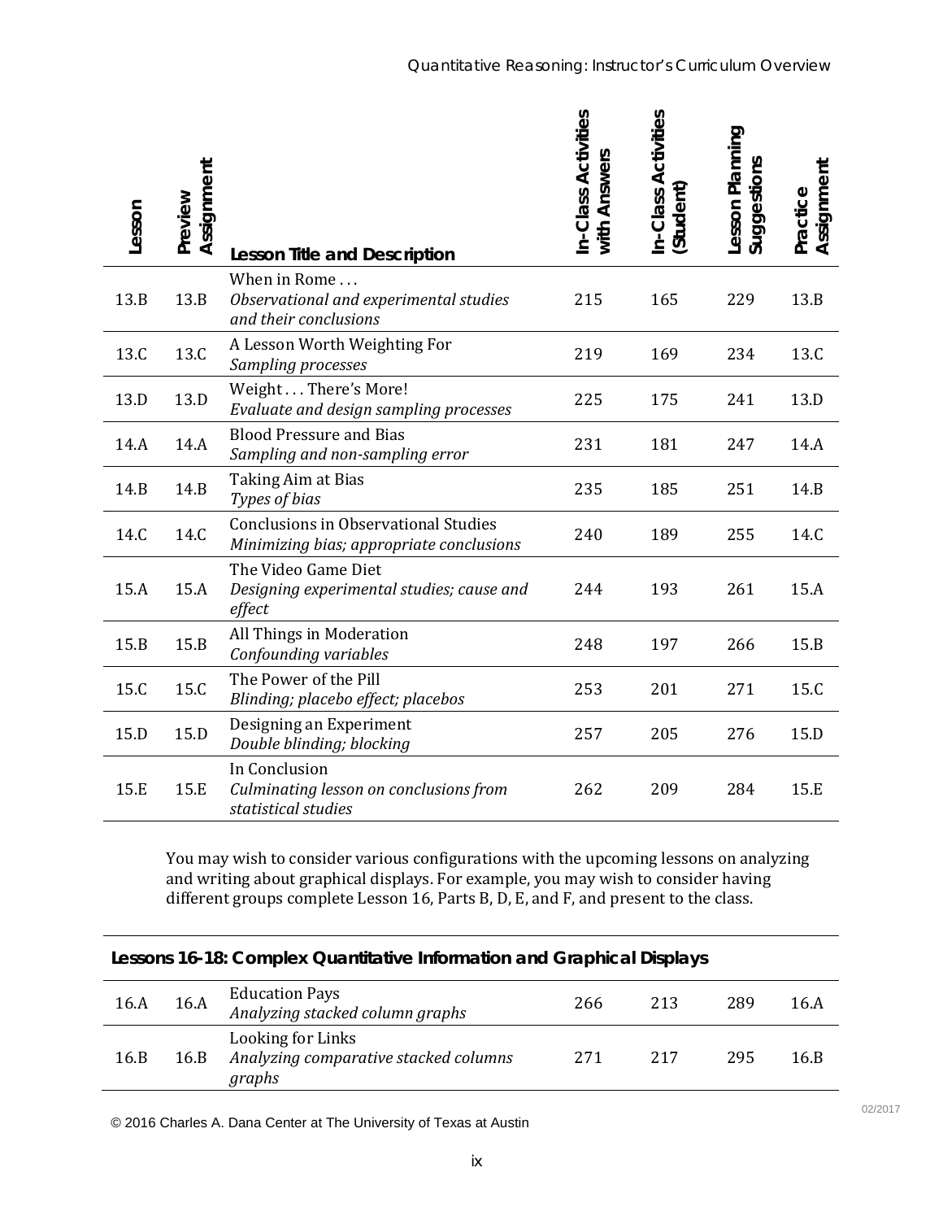| Lesson | Preview Assignment | Lesson Title and Description | In-Class Activities with Answers | In-Class Activities (Student) | Lesson Planning Suggestions | Practice Assignment |
|---|---|---|---|---|---|---|
| 13.B | 13.B | When in Rome . . . *Observational and experimental studies and their conclusions* | 215 | 165 | 229 | 13.B |
| 13.C | 13.C | A Lesson Worth Weighting For *Sampling processes* | 219 | 169 | 234 | 13.C |
| 13.D | 13.D | Weight . . . There's More! *Evaluate and design sampling processes* | 225 | 175 | 241 | 13.D |
| 14.A | 14.A | Blood Pressure and Bias *Sampling and non-sampling error* | 231 | 181 | 247 | 14.A |
| 14.B | 14.B | Taking Aim at Bias *Types of bias* | 235 | 185 | 251 | 14.B |
| 14.C | 14.C | Conclusions in Observational Studies *Minimizing bias; appropriate conclusions* | 240 | 189 | 255 | 14.C |
| 15.A | 15.A | The Video Game Diet *Designing experimental studies; cause and effect* | 244 | 193 | 261 | 15.A |
| 15.B | 15.B | All Things in Moderation *Confounding variables* | 248 | 197 | 266 | 15.B |
| 15.C | 15.C | The Power of the Pill *Blinding; placebo effect; placebos* | 253 | 201 | 271 | 15.C |
| 15.D | 15.D | Designing an Experiment *Double blinding; blocking* | 257 | 205 | 276 | 15.D |
| 15.E | 15.E | In Conclusion *Culminating lesson on conclusions from statistical studies* | 262 | 209 | 284 | 15.E |

You may wish to consider various configurations with the upcoming lessons on analyzing and writing about graphical displays. For example, you may wish to consider having different groups complete Lesson 16, Parts B, D, E, and F, and present to the class.

**Lessons 16-18: Complex Quantitative Information and Graphical Displays**

| Lesson | Preview Assignment | Lesson Title and Description | In-Class Activities with Answers | In-Class Activities (Student) | Lesson Planning Suggestions | Practice Assignment |
|---|---|---|---|---|---|---|
| 16.A | 16.A | Education Pays *Analyzing stacked column graphs* | 266 | 213 | 289 | 16.A |
| 16.B | 16.B | Looking for Links *Analyzing comparative stacked columns graphs* | 271 | 217 | 295 | 16.B |

© 2016 Charles A. Dana Center at The University of Texas at Austin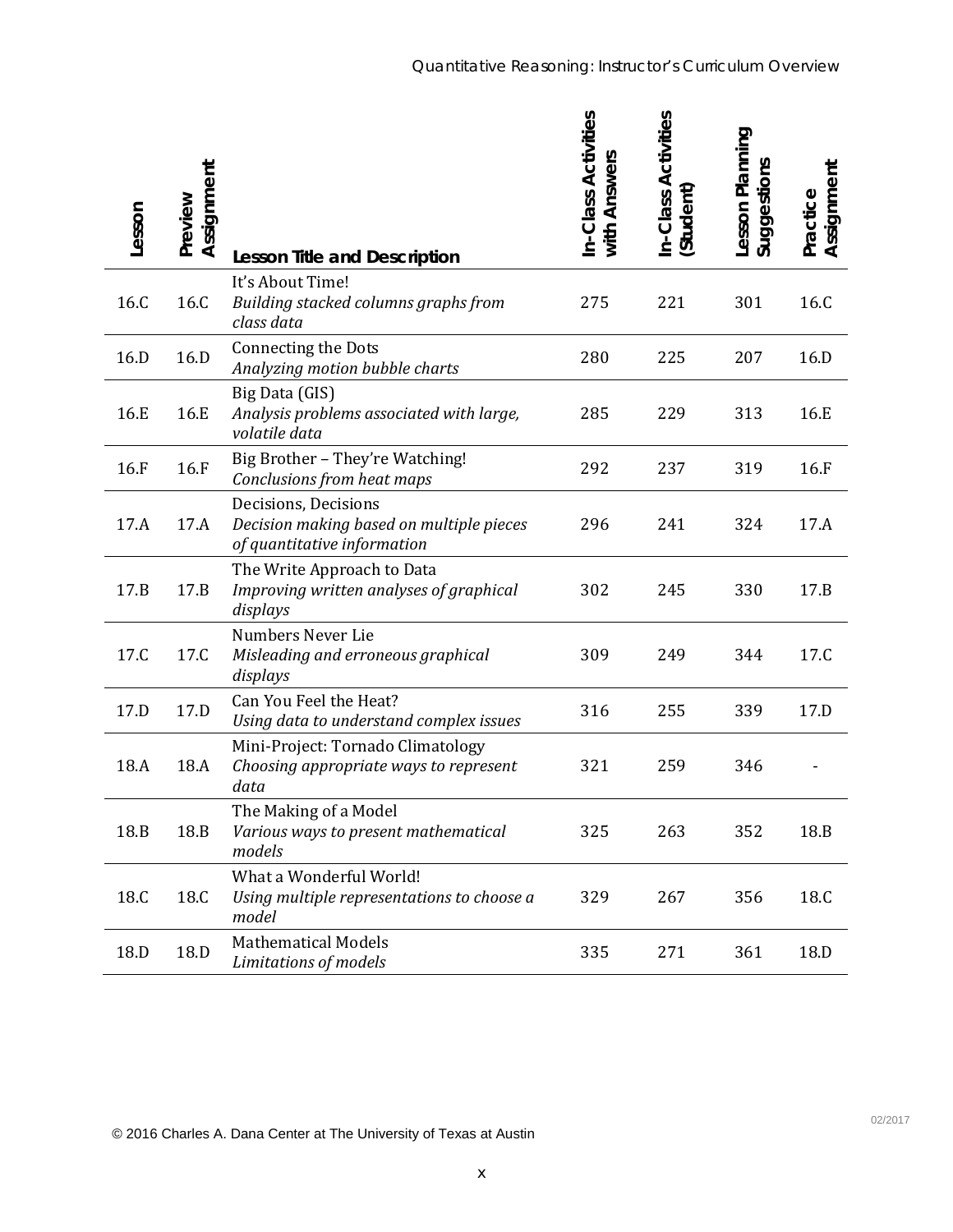| Lesson | Preview Assignment | Lesson Title and Description | In-Class Activities with Answers | In-Class Activities (Student) | Lesson Planning Suggestions | Practice Assignment |
|---|---|---|---|---|---|---|
| 16.C | 16.C | It's About Time!<br>*Building stacked columns graphs from class data* | 275 | 221 | 301 | 16.C |
| 16.D | 16.D | Connecting the Dots<br>*Analyzing motion bubble charts* | 280 | 225 | 207 | 16.D |
| 16.E | 16.E | Big Data (GIS)<br>*Analysis problems associated with large, volatile data* | 285 | 229 | 313 | 16.E |
| 16.F | 16.F | Big Brother – They're Watching!<br>*Conclusions from heat maps* | 292 | 237 | 319 | 16.F |
| 17.A | 17.A | Decisions, Decisions<br>*Decision making based on multiple pieces of quantitative information* | 296 | 241 | 324 | 17.A |
| 17.B | 17.B | The Write Approach to Data<br>*Improving written analyses of graphical displays* | 302 | 245 | 330 | 17.B |
| 17.C | 17.C | Numbers Never Lie<br>*Misleading and erroneous graphical displays* | 309 | 249 | 344 | 17.C |
| 17.D | 17.D | Can You Feel the Heat?<br>*Using data to understand complex issues* | 316 | 255 | 339 | 17.D |
| 18.A | 18.A | Mini-Project: Tornado Climatology<br>*Choosing appropriate ways to represent data* | 321 | 259 | 346 | - |
| 18.B | 18.B | The Making of a Model<br>*Various ways to present mathematical models* | 325 | 263 | 352 | 18.B |
| 18.C | 18.C | What a Wonderful World!<br>*Using multiple representations to choose a model* | 329 | 267 | 356 | 18.C |
| 18.D | 18.D | Mathematical Models<br>*Limitations of models* | 335 | 271 | 361 | 18.D |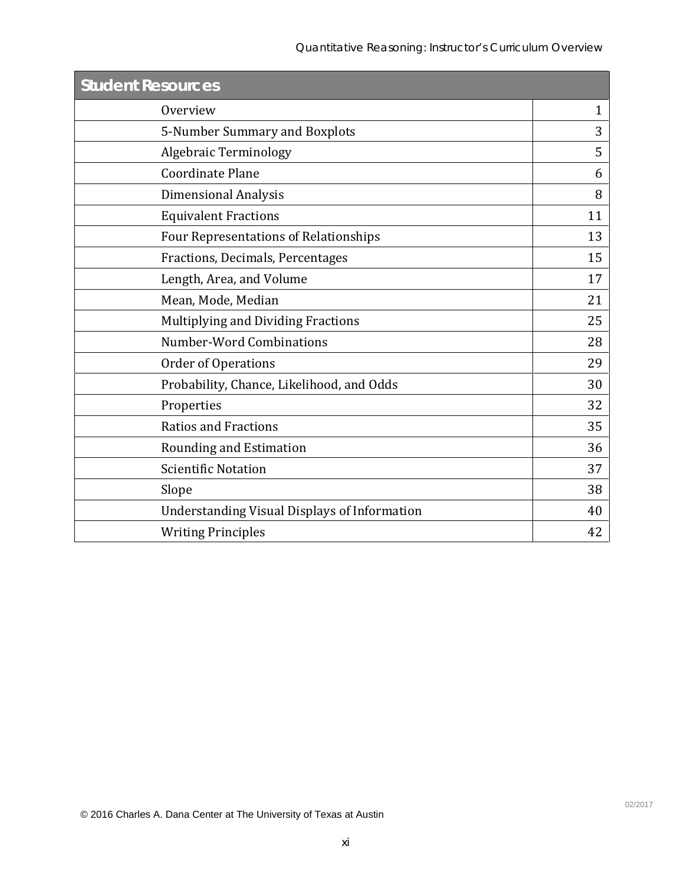| Student Resources | |
|---|---|
| Overview | 1 |
| 5-Number Summary and Boxplots | 3 |
| Algebraic Terminology | 5 |
| Coordinate Plane | 6 |
| Dimensional Analysis | 8 |
| Equivalent Fractions | 11 |
| Four Representations of Relationships | 13 |
| Fractions, Decimals, Percentages | 15 |
| Length, Area, and Volume | 17 |
| Mean, Mode, Median | 21 |
| Multiplying and Dividing Fractions | 25 |
| Number-Word Combinations | 28 |
| Order of Operations | 29 |
| Probability, Chance, Likelihood, and Odds | 30 |
| Properties | 32 |
| Ratios and Fractions | 35 |
| Rounding and Estimation | 36 |
| Scientific Notation | 37 |
| Slope | 38 |
| Understanding Visual Displays of Information | 40 |
| Writing Principles | 42 |